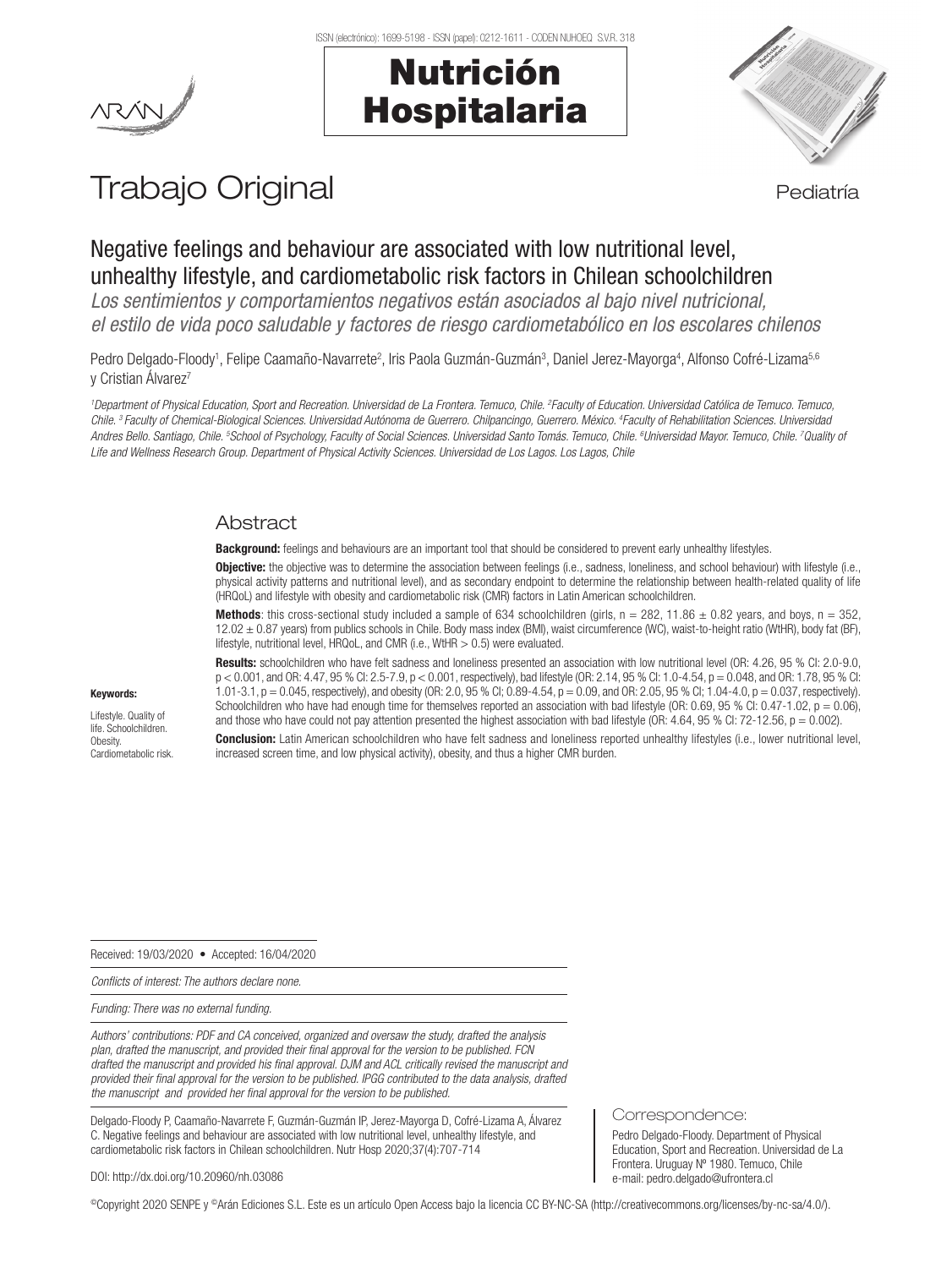# Trabajo Original

Pediatría

## Negative feelings and behaviour are associated with low nutritional level, unhealthy lifestyle, and cardiometabolic risk factors in Chilean schoolchildren

*Los sentimientos y comportamientos negativos están asociados al bajo nivel nutricional, el estilo de vida poco saludable y factores de riesgo cardiometabólico en los escolares chilenos*

Pedro Delgado-Floody[1], Felipe Caamaño-Navarrete[2], Iris Paola Guzmán-Guzmán[3], Daniel Jerez-Mayorga[4], Alfonso Cofré-Lizama[5,6] y Cristian Álvarez[7]

*[1]Department of Physical Education, Sport and Recreation. Universidad de La Frontera. Temuco, Chile. [2]Faculty of Education. Universidad Católica de Temuco. Temuco, Chile. [3] Faculty of Chemical-Biological Sciences. Universidad Autónoma de Guerrero. Chilpancingo, Guerrero. México. [4]Faculty of Rehabilitation Sciences. Universidad Andres Bello. Santiago, Chile. [5]School of Psychology, Faculty of Social Sciences. Universidad Santo Tomás. Temuco, Chile. [6]Universidad Mayor. Temuco, Chile. [7]Quality of Life and Wellness Research Group. Department of Physical Activity Sciences. Universidad de Los Lagos. Los Lagos, Chile*

### Abstract

**Background:** feelings and behaviours are an important tool that should be considered to prevent early unhealthy lifestyles.

**Objective:** the objective was to determine the association between feelings (i.e., sadness, loneliness, and school behaviour) with lifestyle (i.e., physical activity patterns and nutritional level), and as secondary endpoint to determine the relationship between health-related quality of life (HRQoL) and lifestyle with obesity and cardiometabolic risk (CMR) factors in Latin American schoolchildren.

**Methods**: this cross-sectional study included a sample of 634 schoolchildren (girls, n = 282, 11.86 ± 0.82 years, and boys, n = 352, 12.02 ± 0.87 years) from publics schools in Chile. Body mass index (BMI), waist circumference (WC), waist-to-height ratio (WtHR), body fat (BF), lifestyle, nutritional level, HRQoL, and CMR (i.e., WtHR > 0.5) were evaluated.

**Results:** schoolchildren who have felt sadness and loneliness presented an association with low nutritional level (OR: 4.26, 95 % CI: 2.0-9.0, p < 0.001, and OR: 4.47, 95 % CI: 2.5-7.9, p < 0.001, respectively), bad lifestyle (OR: 2.14, 95 % CI: 1.0-4.54, p = 0.048, and OR: 1.78, 95 % CI: 1.01-3.1, p = 0.045, respectively), and obesity (OR: 2.0, 95 % CI; 0.89-4.54, p = 0.09, and OR: 2.05, 95 % CI; 1.04-4.0, p = 0.037, respectively). Schoolchildren who have had enough time for themselves reported an association with bad lifestyle (OR: 0.69, 95 % CI: 0.47-1.02, p = 0.06), and those who have could not pay attention presented the highest association with bad lifestyle (OR: 4.64, 95 % CI: 72-12.56, p = 0.002).

**Conclusion:** Latin American schoolchildren who have felt sadness and loneliness reported unhealthy lifestyles (i.e., lower nutritional level, increased screen time, and low physical activity), obesity, and thus a higher CMR burden.

**Keywords:**

Lifestyle. Quality of life. Schoolchildren. Obesity. Cardiometabolic risk.

Received: 19/03/2020 • Accepted: 16/04/2020

*Conflicts of interest: The authors declare none.*

*Funding: There was no external funding.*

*Authors' contributions: PDF and CA conceived, organized and oversaw the study, drafted the analysis plan, drafted the manuscript, and provided their final approval for the version to be published. FCN drafted the manuscript and provided his final approval. DJM and ACL critically revised the manuscript and provided their final approval for the version to be published. IPGG contributed to the data analysis, drafted the manuscript and provided her final approval for the version to be published.*

Delgado-Floody P, Caamaño-Navarrete F, Guzmán-Guzmán IP, Jerez-Mayorga D, Cofré-Lizama A, Álvarez C. Negative feelings and behaviour are associated with low nutritional level, unhealthy lifestyle, and cardiometabolic risk factors in Chilean schoolchildren. Nutr Hosp 2020;37(4):707-714

DOI: http://dx.doi.org/10.20960/nh.03086

**Correspondence:**

Pedro Delgado-Floody. Department of Physical Education, Sport and Recreation. Universidad de La Frontera. Uruguay Nº 1980. Temuco, Chile
e-mail: pedro.delgado@ufrontera.cl

©Copyright 2020 SENPE y ©Arán Ediciones S.L. Este es un artículo Open Access bajo la licencia CC BY-NC-SA (http://creativecommons.org/licenses/by-nc-sa/4.0/).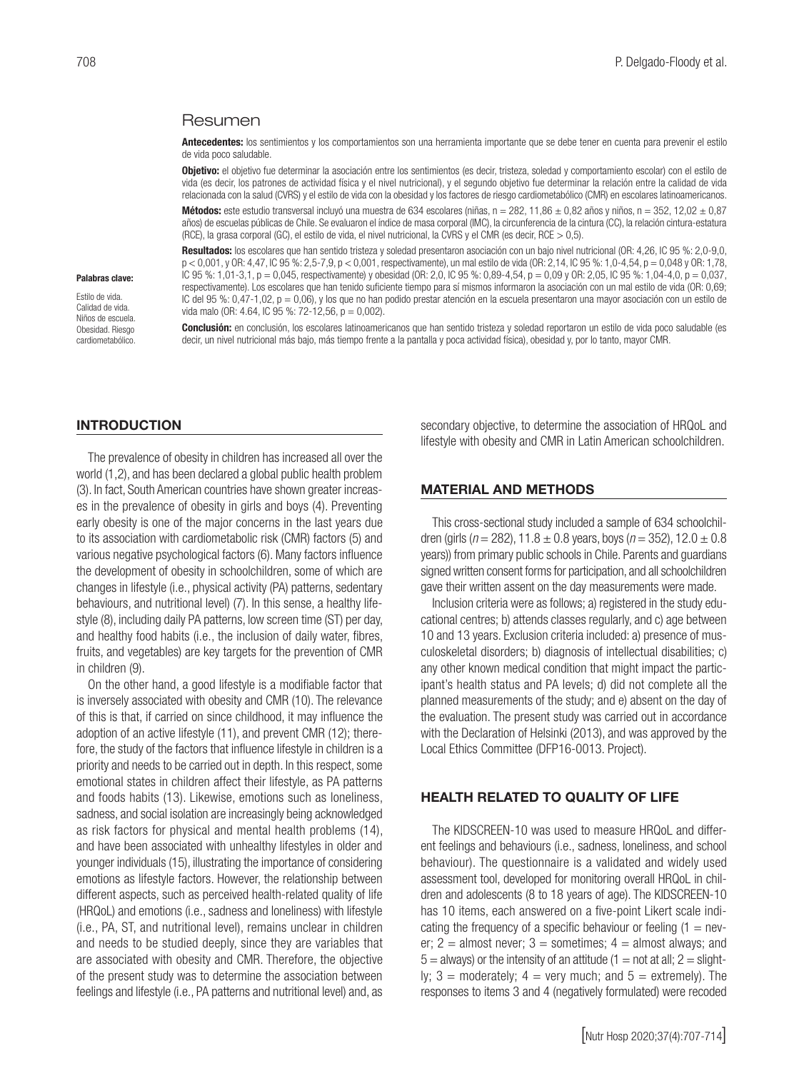## Resumen

**Antecedentes:** los sentimientos y los comportamientos son una herramienta importante que se debe tener en cuenta para prevenir el estilo de vida poco saludable.

**Objetivo:** el objetivo fue determinar la asociación entre los sentimientos (es decir, tristeza, soledad y comportamiento escolar) con el estilo de vida (es decir, los patrones de actividad física y el nivel nutricional), y el segundo objetivo fue determinar la relación entre la calidad de vida relacionada con la salud (CVRS) y el estilo de vida con la obesidad y los factores de riesgo cardiometabólico (CMR) en escolares latinoamericanos.

**Métodos:** este estudio transversal incluyó una muestra de 634 escolares (niñas, n = 282, 11,86 ± 0,82 años y niños, n = 352, 12,02 ± 0,87 años) de escuelas públicas de Chile. Se evaluaron el índice de masa corporal (IMC), la circunferencia de la cintura (CC), la relación cintura-estatura (RCE), la grasa corporal (GC), el estilo de vida, el nivel nutricional, la CVRS y el CMR (es decir, RCE > 0,5).

**Resultados:** los escolares que han sentido tristeza y soledad presentaron asociación con un bajo nivel nutricional (OR: 4,26, IC 95 %: 2,0-9,0, p < 0,001, y OR: 4,47, IC 95 %: 2,5-7,9, p < 0,001, respectivamente), un mal estilo de vida (OR: 2,14, IC 95 %: 1,0-4,54, p = 0,048 y OR: 1,78, IC 95 %: 1,01-3,1, p = 0,045, respectivamente) y obesidad (OR: 2,0, IC 95 %: 0,89-4,54, p = 0,09 y OR: 2,05, IC 95 %: 1,04-4,0, p = 0,037, respectivamente). Los escolares que han tenido suficiente tiempo para sí mismos informaron la asociación con un mal estilo de vida (OR: 0,69; IC del 95 %: 0,47-1,02, p = 0,06), y los que no han podido prestar atención en la escuela presentaron una mayor asociación con un estilo de vida malo (OR: 4.64, IC 95 %: 72-12,56, p = 0,002).

**Conclusión:** en conclusión, los escolares latinoamericanos que han sentido tristeza y soledad reportaron un estilo de vida poco saludable (es decir, un nivel nutricional más bajo, más tiempo frente a la pantalla y poca actividad física), obesidad y, por lo tanto, mayor CMR.

**Palabras clave:**

Estilo de vida. Calidad de vida. Niños de escuela. Obesidad. Riesgo cardiometabólico.

## INTRODUCTION

The prevalence of obesity in children has increased all over the world (1,2), and has been declared a global public health problem (3). In fact, South American countries have shown greater increases in the prevalence of obesity in girls and boys (4). Preventing early obesity is one of the major concerns in the last years due to its association with cardiometabolic risk (CMR) factors (5) and various negative psychological factors (6). Many factors influence the development of obesity in schoolchildren, some of which are changes in lifestyle (i.e., physical activity (PA) patterns, sedentary behaviours, and nutritional level) (7). In this sense, a healthy lifestyle (8), including daily PA patterns, low screen time (ST) per day, and healthy food habits (i.e., the inclusion of daily water, fibres, fruits, and vegetables) are key targets for the prevention of CMR in children (9).

On the other hand, a good lifestyle is a modifiable factor that is inversely associated with obesity and CMR (10). The relevance of this is that, if carried on since childhood, it may influence the adoption of an active lifestyle (11), and prevent CMR (12); therefore, the study of the factors that influence lifestyle in children is a priority and needs to be carried out in depth. In this respect, some emotional states in children affect their lifestyle, as PA patterns and foods habits (13). Likewise, emotions such as loneliness, sadness, and social isolation are increasingly being acknowledged as risk factors for physical and mental health problems (14), and have been associated with unhealthy lifestyles in older and younger individuals (15), illustrating the importance of considering emotions as lifestyle factors. However, the relationship between different aspects, such as perceived health-related quality of life (HRQoL) and emotions (i.e., sadness and loneliness) with lifestyle (i.e., PA, ST, and nutritional level), remains unclear in children and needs to be studied deeply, since they are variables that are associated with obesity and CMR. Therefore, the objective of the present study was to determine the association between feelings and lifestyle (i.e., PA patterns and nutritional level) and, as secondary objective, to determine the association of HRQoL and lifestyle with obesity and CMR in Latin American schoolchildren.

## MATERIAL AND METHODS

This cross-sectional study included a sample of 634 schoolchildren (girls (*n* = 282), 11.8 ± 0.8 years, boys (*n* = 352), 12.0 ± 0.8 years)) from primary public schools in Chile. Parents and guardians signed written consent forms for participation, and all schoolchildren gave their written assent on the day measurements were made.

Inclusion criteria were as follows; a) registered in the study educational centres; b) attends classes regularly, and c) age between 10 and 13 years. Exclusion criteria included: a) presence of musculoskeletal disorders; b) diagnosis of intellectual disabilities; c) any other known medical condition that might impact the participant's health status and PA levels; d) did not complete all the planned measurements of the study; and e) absent on the day of the evaluation. The present study was carried out in accordance with the Declaration of Helsinki (2013), and was approved by the Local Ethics Committee (DFP16-0013. Project).

## HEALTH RELATED TO QUALITY OF LIFE

The KIDSCREEN-10 was used to measure HRQoL and different feelings and behaviours (i.e., sadness, loneliness, and school behaviour). The questionnaire is a validated and widely used assessment tool, developed for monitoring overall HRQoL in children and adolescents (8 to 18 years of age). The KIDSCREEN-10 has 10 items, each answered on a five-point Likert scale indicating the frequency of a specific behaviour or feeling (1 = never; 2 = almost never; 3 = sometimes; 4 = almost always; and 5 = always) or the intensity of an attitude (1 = not at all; 2 = slightly; 3 = moderately; 4 = very much; and 5 = extremely). The responses to items 3 and 4 (negatively formulated) were recoded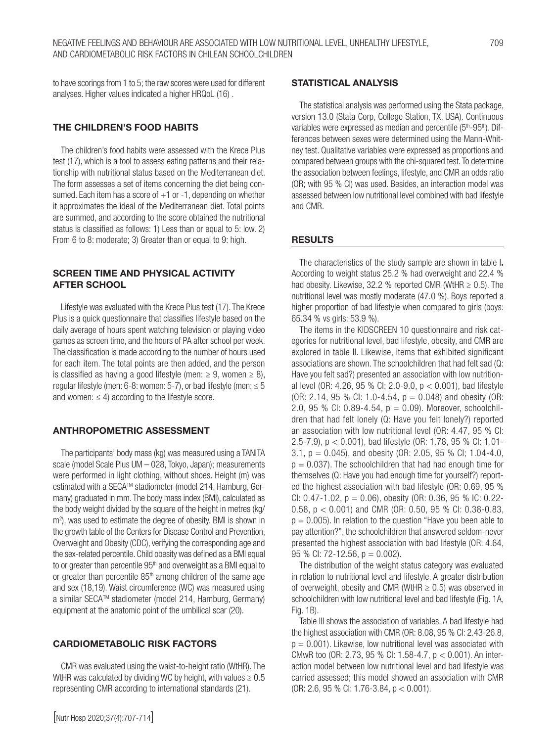to have scorings from 1 to 5; the raw scores were used for different analyses. Higher values indicated a higher HRQoL (16) .

### THE CHILDREN'S FOOD HABITS

The children's food habits were assessed with the Krece Plus test (17), which is a tool to assess eating patterns and their relationship with nutritional status based on the Mediterranean diet. The form assesses a set of items concerning the diet being consumed. Each item has a score of +1 or -1, depending on whether it approximates the ideal of the Mediterranean diet. Total points are summed, and according to the score obtained the nutritional status is classified as follows: 1) Less than or equal to 5: low. 2) From 6 to 8: moderate; 3) Greater than or equal to 9: high.

### SCREEN TIME AND PHYSICAL ACTIVITY AFTER SCHOOL

Lifestyle was evaluated with the Krece Plus test (17). The Krece Plus is a quick questionnaire that classifies lifestyle based on the daily average of hours spent watching television or playing video games as screen time, and the hours of PA after school per week. The classification is made according to the number of hours used for each item. The total points are then added, and the person is classified as having a good lifestyle (men: $\geq 9$, women $\geq 8$), regular lifestyle (men: 6-8: women: 5-7), or bad lifestyle (men: $\leq 5$ and women: $\leq 4$) according to the lifestyle score.

### ANTHROPOMETRIC ASSESSMENT

The participants' body mass (kg) was measured using a TANITA scale (model Scale Plus UM – 028, Tokyo, Japan); measurements were performed in light clothing, without shoes. Height (m) was estimated with a SECA™ stadiometer (model 214, Hamburg, Germany) graduated in mm. The body mass index (BMI), calculated as the body weight divided by the square of the height in metres (kg/m$^2$), was used to estimate the degree of obesity. BMI is shown in the growth table of the Centers for Disease Control and Prevention, Overweight and Obesity (CDC), verifying the corresponding age and the sex-related percentile. Child obesity was defined as a BMI equal to or greater than percentile 95$^{th}$ and overweight as a BMI equal to or greater than percentile 85$^{th}$ among children of the same age and sex (18,19). Waist circumference (WC) was measured using a similar SECA™ stadiometer (model 214, Hamburg, Germany) equipment at the anatomic point of the umbilical scar (20).

### CARDIOMETABOLIC RISK FACTORS

CMR was evaluated using the waist-to-height ratio (WtHR). The WtHR was calculated by dividing WC by height, with values $\geq 0.5$ representing CMR according to international standards (21).

## STATISTICAL ANALYSIS

The statistical analysis was performed using the Stata package, version 13.0 (Stata Corp, College Station, TX, USA). Continuous variables were expressed as median and percentile (5$^{th}$-95$^{th}$). Differences between sexes were determined using the Mann-Whitney test. Qualitative variables were expressed as proportions and compared between groups with the chi-squared test. To determine the association between feelings, lifestyle, and CMR an odds ratio (OR; with 95 % CI) was used. Besides, an interaction model was assessed between low nutritional level combined with bad lifestyle and CMR.

## RESULTS

The characteristics of the study sample are shown in table I**.** According to weight status 25.2 % had overweight and 22.4 % had obesity. Likewise, 32.2 % reported CMR (WtHR $\geq 0.5$). The nutritional level was mostly moderate (47.0 %). Boys reported a higher proportion of bad lifestyle when compared to girls (boys: 65.34 % vs girls: 53.9 %).

The items in the KIDSCREEN 10 questionnaire and risk categories for nutritional level, bad lifestyle, obesity, and CMR are explored in table II. Likewise, items that exhibited significant associations are shown. The schoolchildren that had felt sad (Q: Have you felt sad?) presented an association with low nutritional level (OR: 4.26, 95 % CI: 2.0-9.0, $p < 0.001$), bad lifestyle (OR: 2.14, 95 % CI: 1.0-4.54, $p = 0.048$) and obesity (OR: 2.0, 95 % CI: 0.89-4.54, $p = 0.09$). Moreover, schoolchildren that had felt lonely (Q: Have you felt lonely?) reported an association with low nutritional level (OR: 4.47, 95 % CI: 2.5-7.9), $p < 0.001$), bad lifestyle (OR: 1.78, 95 % CI: 1.01-3.1, $p = 0.045$), and obesity (OR: 2.05, 95 % CI; 1.04-4.0, $p = 0.037$). The schoolchildren that had had enough time for themselves (Q: Have you had enough time for yourself?) reported the highest association with bad lifestyle (OR: 0.69, 95 % CI: 0.47-1.02, $p = 0.06$), obesity (OR: 0.36, 95 % IC: 0.22-0.58, $p < 0.001$) and CMR (OR: 0.50, 95 % CI: 0.38-0.83, $p = 0.005$). In relation to the question "Have you been able to pay attention?", the schoolchildren that answered seldom-never presented the highest association with bad lifestyle (OR: 4.64, 95 % CI: 72-12.56, $p = 0.002$).

The distribution of the weight status category was evaluated in relation to nutritional level and lifestyle. A greater distribution of overweight, obesity and CMR (WtHR $\geq 0.5$) was observed in schoolchildren with low nutritional level and bad lifestyle (Fig. 1A, Fig. 1B).

Table III shows the association of variables. A bad lifestyle had the highest association with CMR (OR: 8.08, 95 % CI: 2.43-26.8, $p = 0.001$). Likewise, low nutritional level was associated with CMwR too (OR: 2.73, 95 % CI: 1.58-4.7, $p < 0.001$). An interaction model between low nutritional level and bad lifestyle was carried assessed; this model showed an association with CMR (OR: 2.6, 95 % CI: 1.76-3.84, $p < 0.001$).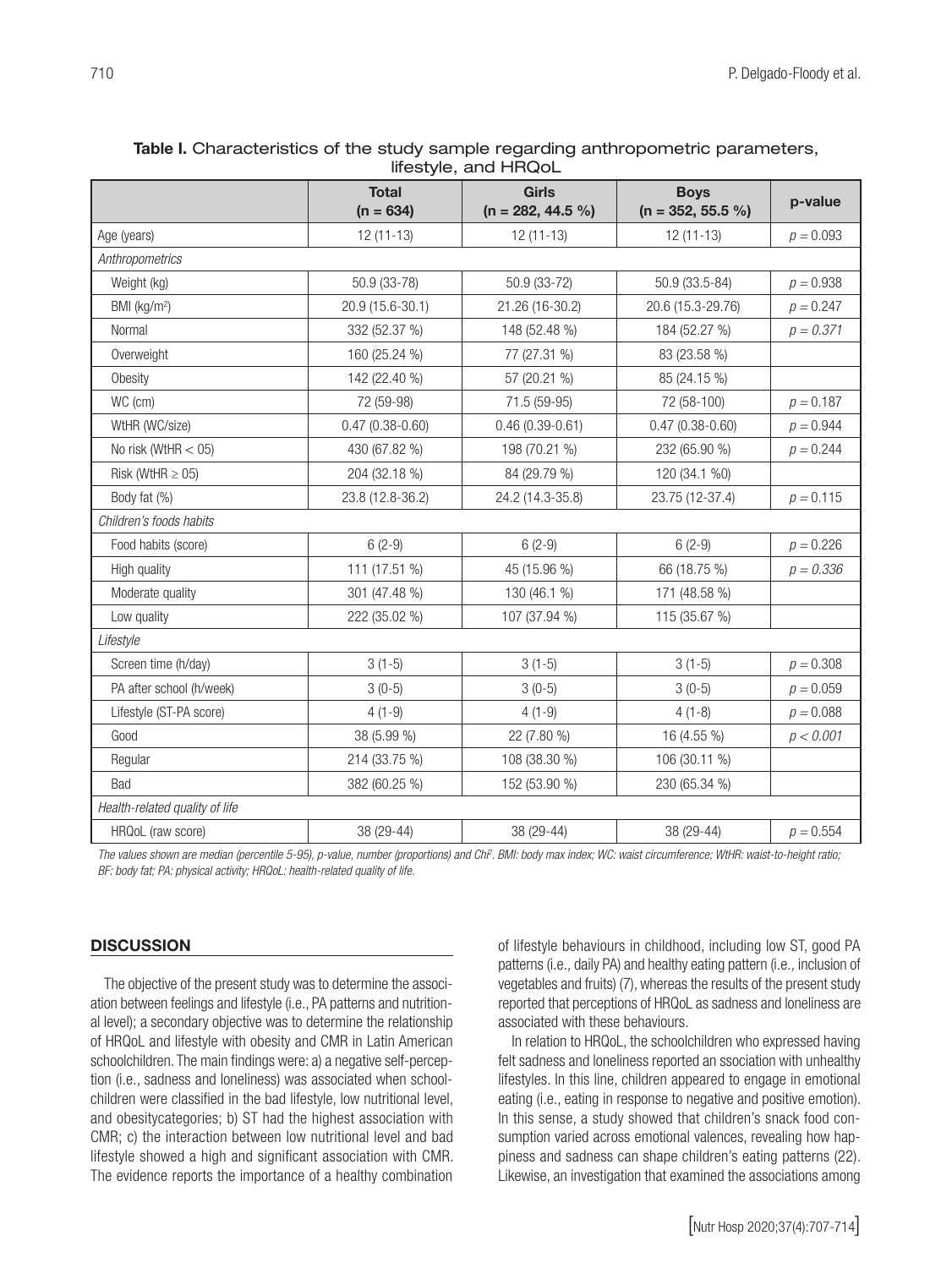**Table I.** Characteristics of the study sample regarding anthropometric parameters, lifestyle, and HRQoL

| | Total (n = 634) | Girls (n = 282, 44.5 %) | Boys (n = 352, 55.5 %) | p-value |
|---|---|---|---|---|
| Age (years) | 12 (11-13) | 12 (11-13) | 12 (11-13) | $p = 0.093$ |
| *Anthropometrics* | | | | |
| Weight (kg) | 50.9 (33-78) | 50.9 (33-72) | 50.9 (33.5-84) | $p = 0.938$ |
| BMI (kg/m$^2$) | 20.9 (15.6-30.1) | 21.26 (16-30.2) | 20.6 (15.3-29.76) | $p = 0.247$ |
| Normal | 332 (52.37 %) | 148 (52.48 %) | 184 (52.27 %) | $p = 0.371$ |
| Overweight | 160 (25.24 %) | 77 (27.31 %) | 83 (23.58 %) | |
| Obesity | 142 (22.40 %) | 57 (20.21 %) | 85 (24.15 %) | |
| WC (cm) | 72 (59-98) | 71.5 (59-95) | 72 (58-100) | $p = 0.187$ |
| WtHR (WC/size) | 0.47 (0.38-0.60) | 0.46 (0.39-0.61) | 0.47 (0.38-0.60) | $p = 0.944$ |
| No risk (WtHR < 05) | 430 (67.82 %) | 198 (70.21 %) | 232 (65.90 %) | $p = 0.244$ |
| Risk (WtHR ≥ 05) | 204 (32.18 %) | 84 (29.79 %) | 120 (34.1 %0) | |
| Body fat (%) | 23.8 (12.8-36.2) | 24.2 (14.3-35.8) | 23.75 (12-37.4) | $p = 0.115$ |
| *Children's foods habits* | | | | |
| Food habits (score) | 6 (2-9) | 6 (2-9) | 6 (2-9) | $p = 0.226$ |
| High quality | 111 (17.51 %) | 45 (15.96 %) | 66 (18.75 %) | $p = 0.336$ |
| Moderate quality | 301 (47.48 %) | 130 (46.1 %) | 171 (48.58 %) | |
| Low quality | 222 (35.02 %) | 107 (37.94 %) | 115 (35.67 %) | |
| *Lifestyle* | | | | |
| Screen time (h/day) | 3 (1-5) | 3 (1-5) | 3 (1-5) | $p = 0.308$ |
| PA after school (h/week) | 3 (0-5) | 3 (0-5) | 3 (0-5) | $p = 0.059$ |
| Lifestyle (ST-PA score) | 4 (1-9) | 4 (1-9) | 4 (1-8) | $p = 0.088$ |
| Good | 38 (5.99 %) | 22 (7.80 %) | 16 (4.55 %) | $p < 0.001$ |
| Regular | 214 (33.75 %) | 108 (38.30 %) | 106 (30.11 %) | |
| Bad | 382 (60.25 %) | 152 (53.90 %) | 230 (65.34 %) | |
| *Health-related quality of life* | | | | |
| HRQoL (raw score) | 38 (29-44) | 38 (29-44) | 38 (29-44) | $p = 0.554$ |

*The values shown are median (percentile 5-95), p-value, number (proportions) and Chi$^2$. BMI: body max index; WC: waist circumference; WtHR: waist-to-height ratio; BF: body fat; PA: physical activity; HRQoL: health-related quality of life.*

## DISCUSSION

The objective of the present study was to determine the association between feelings and lifestyle (i.e., PA patterns and nutritional level); a secondary objective was to determine the relationship of HRQoL and lifestyle with obesity and CMR in Latin American schoolchildren. The main findings were: a) a negative self-perception (i.e., sadness and loneliness) was associated when schoolchildren were classified in the bad lifestyle, low nutritional level, and obesitycategories; b) ST had the highest association with CMR; c) the interaction between low nutritional level and bad lifestyle showed a high and significant association with CMR. The evidence reports the importance of a healthy combination of lifestyle behaviours in childhood, including low ST, good PA patterns (i.e., daily PA) and healthy eating pattern (i.e., inclusion of vegetables and fruits) (7), whereas the results of the present study reported that perceptions of HRQoL as sadness and loneliness are associated with these behaviours.

In relation to HRQoL, the schoolchildren who expressed having felt sadness and loneliness reported an ssociation with unhealthy lifestyles. In this line, children appeared to engage in emotional eating (i.e., eating in response to negative and positive emotion). In this sense, a study showed that children's snack food consumption varied across emotional valences, revealing how happiness and sadness can shape children's eating patterns (22). Likewise, an investigation that examined the associations among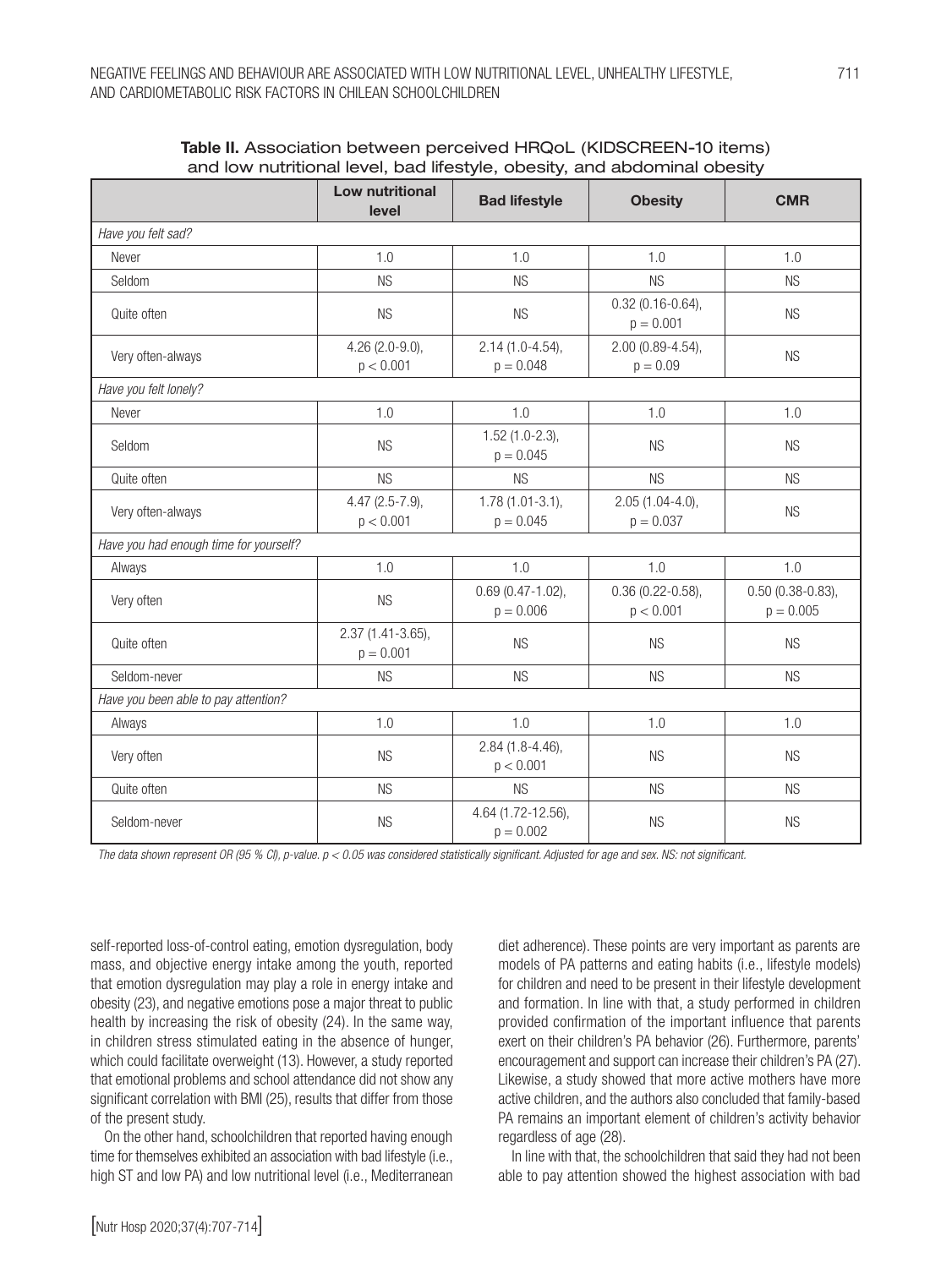**Table II.** Association between perceived HRQoL (KIDSCREEN-10 items) and low nutritional level, bad lifestyle, obesity, and abdominal obesity

| | Low nutritional level | Bad lifestyle | Obesity | CMR |
|---|---|---|---|---|
| *Have you felt sad?* | | | | |
| Never | 1.0 | 1.0 | 1.0 | 1.0 |
| Seldom | NS | NS | NS | NS |
| Quite often | NS | NS | 0.32 (0.16-0.64), $p = 0.001$ | NS |
| Very often-always | 4.26 (2.0-9.0), $p < 0.001$ | 2.14 (1.0-4.54), $p = 0.048$ | 2.00 (0.89-4.54), $p = 0.09$ | NS |
| *Have you felt lonely?* | | | | |
| Never | 1.0 | 1.0 | 1.0 | 1.0 |
| Seldom | NS | 1.52 (1.0-2.3), $p = 0.045$ | NS | NS |
| Quite often | NS | NS | NS | NS |
| Very often-always | 4.47 (2.5-7.9), $p < 0.001$ | 1.78 (1.01-3.1), $p = 0.045$ | 2.05 (1.04-4.0), $p = 0.037$ | NS |
| *Have you had enough time for yourself?* | | | | |
| Always | 1.0 | 1.0 | 1.0 | 1.0 |
| Very often | NS | 0.69 (0.47-1.02), $p = 0.006$ | 0.36 (0.22-0.58), $p < 0.001$ | 0.50 (0.38-0.83), $p = 0.005$ |
| Quite often | 2.37 (1.41-3.65), $p = 0.001$ | NS | NS | NS |
| Seldom-never | NS | NS | NS | NS |
| *Have you been able to pay attention?* | | | | |
| Always | 1.0 | 1.0 | 1.0 | 1.0 |
| Very often | NS | 2.84 (1.8-4.46), $p < 0.001$ | NS | NS |
| Quite often | NS | NS | NS | NS |
| Seldom-never | NS | 4.64 (1.72-12.56), $p = 0.002$ | NS | NS |

*The data shown represent OR (95 % CI), p-value. $p < 0.05$ was considered statistically significant. Adjusted for age and sex. NS: not significant.*

self-reported loss-of-control eating, emotion dysregulation, body mass, and objective energy intake among the youth, reported that emotion dysregulation may play a role in energy intake and obesity (23), and negative emotions pose a major threat to public health by increasing the risk of obesity (24). In the same way, in children stress stimulated eating in the absence of hunger, which could facilitate overweight (13). However, a study reported that emotional problems and school attendance did not show any significant correlation with BMI (25), results that differ from those of the present study.

On the other hand, schoolchildren that reported having enough time for themselves exhibited an association with bad lifestyle (i.e., high ST and low PA) and low nutritional level (i.e., Mediterranean diet adherence). These points are very important as parents are models of PA patterns and eating habits (i.e., lifestyle models) for children and need to be present in their lifestyle development and formation. In line with that, a study performed in children provided confirmation of the important influence that parents exert on their children's PA behavior (26). Furthermore, parents' encouragement and support can increase their children's PA (27). Likewise, a study showed that more active mothers have more active children, and the authors also concluded that family-based PA remains an important element of children's activity behavior regardless of age (28).

In line with that, the schoolchildren that said they had not been able to pay attention showed the highest association with bad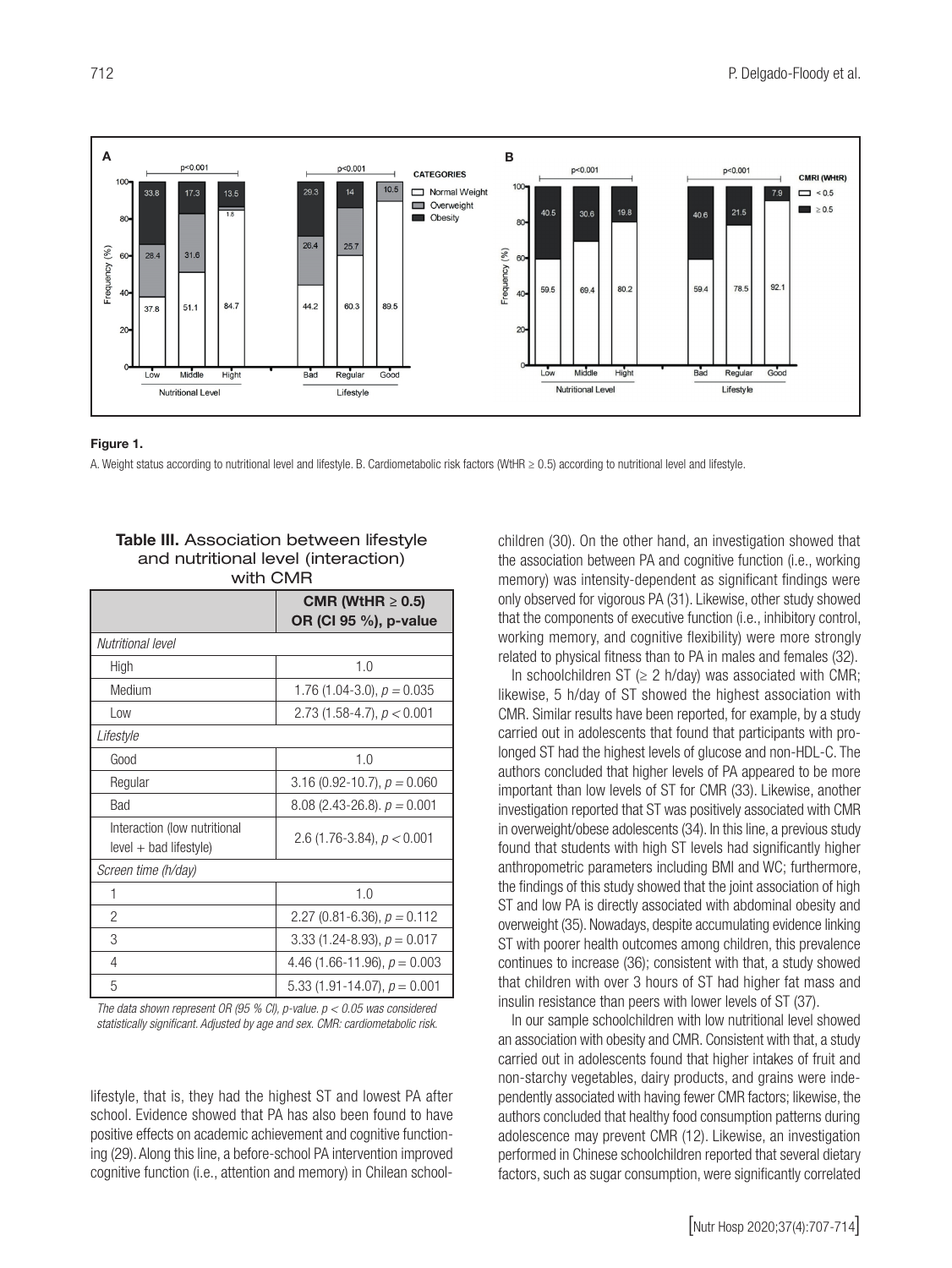**Figure 1.**

A. Weight status according to nutritional level and lifestyle. B. Cardiometabolic risk factors (WtHR ≥ 0.5) according to nutritional level and lifestyle.

**Table III.** Association between lifestyle and nutritional level (interaction) with CMR

| | CMR (WtHR ≥ 0.5) OR (CI 95 %), p-value |
|---|---|
| *Nutritional level* | |
| High | 1.0 |
| Medium | 1.76 (1.04-3.0), $p = 0.035$ |
| Low | 2.73 (1.58-4.7), $p < 0.001$ |
| *Lifestyle* | |
| Good | 1.0 |
| Regular | 3.16 (0.92-10.7), $p = 0.060$ |
| Bad | 8.08 (2.43-26.8). $p = 0.001$ |
| Interaction (low nutritional level + bad lifestyle) | 2.6 (1.76-3.84), $p < 0.001$ |
| *Screen time (h/day)* | |
| 1 | 1.0 |
| 2 | 2.27 (0.81-6.36), $p = 0.112$ |
| 3 | 3.33 (1.24-8.93), $p = 0.017$ |
| 4 | 4.46 (1.66-11.96), $p = 0.003$ |
| 5 | 5.33 (1.91-14.07), $p = 0.001$ |

*The data shown represent OR (95 % CI), p-value. p < 0.05 was considered statistically significant. Adjusted by age and sex. CMR: cardiometabolic risk.*

lifestyle, that is, they had the highest ST and lowest PA after school. Evidence showed that PA has also been found to have positive effects on academic achievement and cognitive functioning (29). Along this line, a before-school PA intervention improved cognitive function (i.e., attention and memory) in Chilean schoolchildren (30). On the other hand, an investigation showed that the association between PA and cognitive function (i.e., working memory) was intensity-dependent as significant findings were only observed for vigorous PA (31). Likewise, other study showed that the components of executive function (i.e., inhibitory control, working memory, and cognitive flexibility) were more strongly related to physical fitness than to PA in males and females (32).

In schoolchildren ST (≥ 2 h/day) was associated with CMR; likewise, 5 h/day of ST showed the highest association with CMR. Similar results have been reported, for example, by a study carried out in adolescents that found that participants with prolonged ST had the highest levels of glucose and non-HDL-C. The authors concluded that higher levels of PA appeared to be more important than low levels of ST for CMR (33). Likewise, another investigation reported that ST was positively associated with CMR in overweight/obese adolescents (34). In this line, a previous study found that students with high ST levels had significantly higher anthropometric parameters including BMI and WC; furthermore, the findings of this study showed that the joint association of high ST and low PA is directly associated with abdominal obesity and overweight (35). Nowadays, despite accumulating evidence linking ST with poorer health outcomes among children, this prevalence continues to increase (36); consistent with that, a study showed that children with over 3 hours of ST had higher fat mass and insulin resistance than peers with lower levels of ST (37).

In our sample schoolchildren with low nutritional level showed an association with obesity and CMR. Consistent with that, a study carried out in adolescents found that higher intakes of fruit and non-starchy vegetables, dairy products, and grains were independently associated with having fewer CMR factors; likewise, the authors concluded that healthy food consumption patterns during adolescence may prevent CMR (12). Likewise, an investigation performed in Chinese schoolchildren reported that several dietary factors, such as sugar consumption, were significantly correlated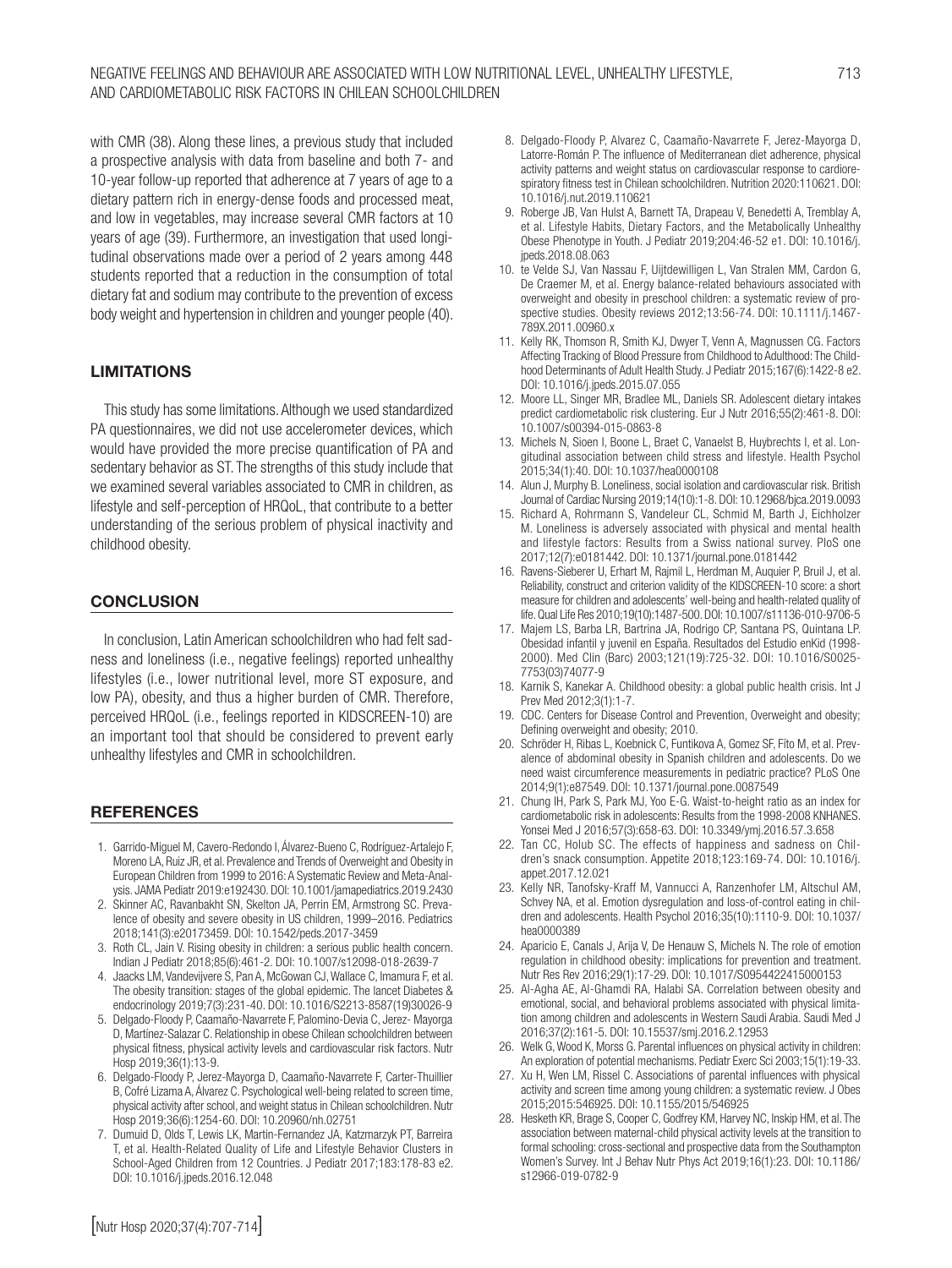with CMR (38). Along these lines, a previous study that included a prospective analysis with data from baseline and both 7- and 10-year follow-up reported that adherence at 7 years of age to a dietary pattern rich in energy-dense foods and processed meat, and low in vegetables, may increase several CMR factors at 10 years of age (39). Furthermore, an investigation that used longitudinal observations made over a period of 2 years among 448 students reported that a reduction in the consumption of total dietary fat and sodium may contribute to the prevention of excess body weight and hypertension in children and younger people (40).

## LIMITATIONS

This study has some limitations. Although we used standardized PA questionnaires, we did not use accelerometer devices, which would have provided the more precise quantification of PA and sedentary behavior as ST. The strengths of this study include that we examined several variables associated to CMR in children, as lifestyle and self-perception of HRQoL, that contribute to a better understanding of the serious problem of physical inactivity and childhood obesity.

## CONCLUSION

In conclusion, Latin American schoolchildren who had felt sadness and loneliness (i.e., negative feelings) reported unhealthy lifestyles (i.e., lower nutritional level, more ST exposure, and low PA), obesity, and thus a higher burden of CMR. Therefore, perceived HRQoL (i.e., feelings reported in KIDSCREEN-10) are an important tool that should be considered to prevent early unhealthy lifestyles and CMR in schoolchildren.

## REFERENCES

1. Garrido-Miguel M, Cavero-Redondo I, Álvarez-Bueno C, Rodríguez-Artalejo F, Moreno LA, Ruiz JR, et al. Prevalence and Trends of Overweight and Obesity in European Children from 1999 to 2016: A Systematic Review and Meta-Analysis. JAMA Pediatr 2019:e192430. DOI: 10.1001/jamapediatrics.2019.2430
2. Skinner AC, Ravanbakht SN, Skelton JA, Perrin EM, Armstrong SC. Prevalence of obesity and severe obesity in US children, 1999–2016. Pediatrics 2018;141(3):e20173459. DOI: 10.1542/peds.2017-3459
3. Roth CL, Jain V. Rising obesity in children: a serious public health concern. Indian J Pediatr 2018;85(6):461-2. DOI: 10.1007/s12098-018-2639-7
4. Jaacks LM, Vandevijvere S, Pan A, McGowan CJ, Wallace C, Imamura F, et al. The obesity transition: stages of the global epidemic. The lancet Diabetes & endocrinology 2019;7(3):231-40. DOI: 10.1016/S2213-8587(19)30026-9
5. Delgado-Floody P, Caamaño-Navarrete F, Palomino-Devia C, Jerez- Mayorga D, Martínez-Salazar C. Relationship in obese Chilean schoolchildren between physical fitness, physical activity levels and cardiovascular risk factors. Nutr Hosp 2019;36(1):13-9.
6. Delgado-Floody P, Jerez-Mayorga D, Caamaño-Navarrete F, Carter-Thuillier B, Cofré Lizama A, Álvarez C. Psychological well-being related to screen time, physical activity after school, and weight status in Chilean schoolchildren. Nutr Hosp 2019;36(6):1254-60. DOI: 10.20960/nh.02751
7. Dumuid D, Olds T, Lewis LK, Martin-Fernandez JA, Katzmarzyk PT, Barreira T, et al. Health-Related Quality of Life and Lifestyle Behavior Clusters in School-Aged Children from 12 Countries. J Pediatr 2017;183:178-83 e2. DOI: 10.1016/j.jpeds.2016.12.048
8. Delgado-Floody P, Alvarez C, Caamaño-Navarrete F, Jerez-Mayorga D, Latorre-Román P. The influence of Mediterranean diet adherence, physical activity patterns and weight status on cardiovascular response to cardiorespiratory fitness test in Chilean schoolchildren. Nutrition 2020:110621. DOI: 10.1016/j.nut.2019.110621
9. Roberge JB, Van Hulst A, Barnett TA, Drapeau V, Benedetti A, Tremblay A, et al. Lifestyle Habits, Dietary Factors, and the Metabolically Unhealthy Obese Phenotype in Youth. J Pediatr 2019;204:46-52 e1. DOI: 10.1016/j.jpeds.2018.08.063
10. te Velde SJ, Van Nassau F, Uijtdewilligen L, Van Stralen MM, Cardon G, De Craemer M, et al. Energy balance-related behaviours associated with overweight and obesity in preschool children: a systematic review of prospective studies. Obesity reviews 2012;13:56-74. DOI: 10.1111/j.1467-789X.2011.00960.x
11. Kelly RK, Thomson R, Smith KJ, Dwyer T, Venn A, Magnussen CG. Factors Affecting Tracking of Blood Pressure from Childhood to Adulthood: The Childhood Determinants of Adult Health Study. J Pediatr 2015;167(6):1422-8 e2. DOI: 10.1016/j.jpeds.2015.07.055
12. Moore LL, Singer MR, Bradlee ML, Daniels SR. Adolescent dietary intakes predict cardiometabolic risk clustering. Eur J Nutr 2016;55(2):461-8. DOI: 10.1007/s00394-015-0863-8
13. Michels N, Sioen I, Boone L, Braet C, Vanaelst B, Huybrechts I, et al. Longitudinal association between child stress and lifestyle. Health Psychol 2015;34(1):40. DOI: 10.1037/hea0000108
14. Alun J, Murphy B. Loneliness, social isolation and cardiovascular risk. British Journal of Cardiac Nursing 2019;14(10):1-8. DOI: 10.12968/bjca.2019.0093
15. Richard A, Rohrmann S, Vandeleur CL, Schmid M, Barth J, Eichholzer M. Loneliness is adversely associated with physical and mental health and lifestyle factors: Results from a Swiss national survey. PloS one 2017;12(7):e0181442. DOI: 10.1371/journal.pone.0181442
16. Ravens-Sieberer U, Erhart M, Rajmil L, Herdman M, Auquier P, Bruil J, et al. Reliability, construct and criterion validity of the KIDSCREEN-10 score: a short measure for children and adolescents' well-being and health-related quality of life. Qual Life Res 2010;19(10):1487-500. DOI: 10.1007/s11136-010-9706-5
17. Majem LS, Barba LR, Bartrina JA, Rodrigo CP, Santana PS, Quintana LP. Obesidad infantil y juvenil en España. Resultados del Estudio enKid (1998-2000). Med Clin (Barc) 2003;121(19):725-32. DOI: 10.1016/S0025-7753(03)74077-9
18. Karnik S, Kanekar A. Childhood obesity: a global public health crisis. Int J Prev Med 2012;3(1):1-7.
19. CDC. Centers for Disease Control and Prevention, Overweight and obesity; Defining overweight and obesity; 2010.
20. Schröder H, Ribas L, Koebnick C, Funtikova A, Gomez SF, Fíto M, et al. Prevalence of abdominal obesity in Spanish children and adolescents. Do we need waist circumference measurements in pediatric practice? PLoS One 2014;9(1):e87549. DOI: 10.1371/journal.pone.0087549
21. Chung IH, Park S, Park MJ, Yoo E-G. Waist-to-height ratio as an index for cardiometabolic risk in adolescents: Results from the 1998-2008 KNHANES. Yonsei Med J 2016;57(3):658-63. DOI: 10.3349/ymj.2016.57.3.658
22. Tan CC, Holub SC. The effects of happiness and sadness on Children's snack consumption. Appetite 2018;123:169-74. DOI: 10.1016/j.appet.2017.12.021
23. Kelly NR, Tanofsky-Kraff M, Vannucci A, Ranzenhofer LM, Altschul AM, Schvey NA, et al. Emotion dysregulation and loss-of-control eating in children and adolescents. Health Psychol 2016;35(10):1110-9. DOI: 10.1037/hea0000389
24. Aparicio E, Canals J, Arija V, De Henauw S, Michels N. The role of emotion regulation in childhood obesity: implications for prevention and treatment. Nutr Res Rev 2016;29(1):17-29. DOI: 10.1017/S0954422415000153
25. Al-Agha AE, Al-Ghamdi RA, Halabi SA. Correlation between obesity and emotional, social, and behavioral problems associated with physical limitation among children and adolescents in Western Saudi Arabia. Saudi Med J 2016;37(2):161-5. DOI: 10.15537/smj.2016.2.12953
26. Welk G, Wood K, Morss G. Parental influences on physical activity in children: An exploration of potential mechanisms. Pediatr Exerc Sci 2003;15(1):19-33.
27. Xu H, Wen LM, Rissel C. Associations of parental influences with physical activity and screen time among young children: a systematic review. J Obes 2015;2015:546925. DOI: 10.1155/2015/546925
28. Hesketh KR, Brage S, Cooper C, Godfrey KM, Harvey NC, Inskip HM, et al. The association between maternal-child physical activity levels at the transition to formal schooling: cross-sectional and prospective data from the Southampton Women's Survey. Int J Behav Nutr Phys Act 2019;16(1):23. DOI: 10.1186/s12966-019-0782-9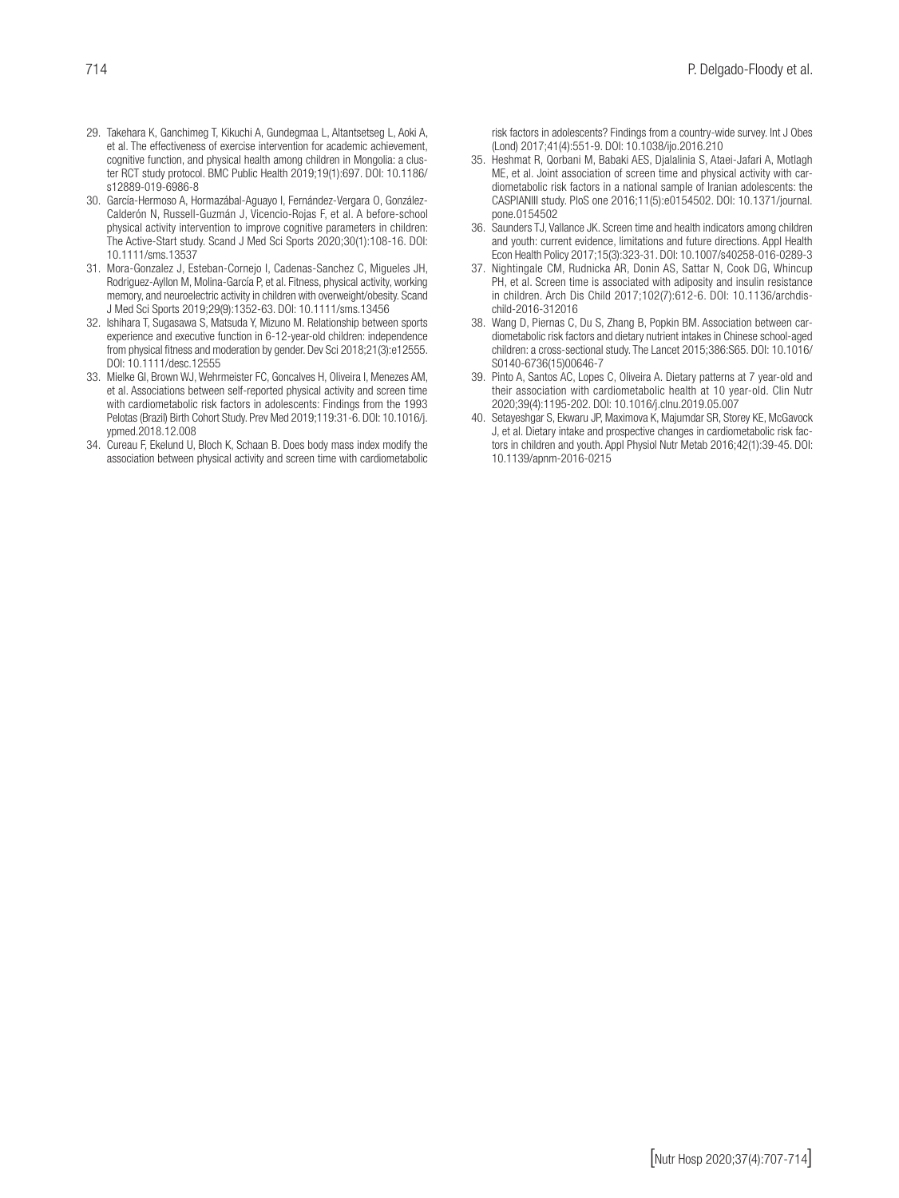29. Takehara K, Ganchimeg T, Kikuchi A, Gundegmaa L, Altantsetseg L, Aoki A, et al. The effectiveness of exercise intervention for academic achievement, cognitive function, and physical health among children in Mongolia: a cluster RCT study protocol. BMC Public Health 2019;19(1):697. DOI: 10.1186/s12889-019-6986-8
30. García-Hermoso A, Hormazábal-Aguayo I, Fernández-Vergara O, González-Calderón N, Russell-Guzmán J, Vicencio-Rojas F, et al. A before-school physical activity intervention to improve cognitive parameters in children: The Active-Start study. Scand J Med Sci Sports 2020;30(1):108-16. DOI: 10.1111/sms.13537
31. Mora-Gonzalez J, Esteban-Cornejo I, Cadenas-Sanchez C, Migueles JH, Rodriguez-Ayllon M, Molina-García P, et al. Fitness, physical activity, working memory, and neuroelectric activity in children with overweight/obesity. Scand J Med Sci Sports 2019;29(9):1352-63. DOI: 10.1111/sms.13456
32. Ishihara T, Sugasawa S, Matsuda Y, Mizuno M. Relationship between sports experience and executive function in 6-12-year-old children: independence from physical fitness and moderation by gender. Dev Sci 2018;21(3):e12555. DOI: 10.1111/desc.12555
33. Mielke GI, Brown WJ, Wehrmeister FC, Goncalves H, Oliveira I, Menezes AM, et al. Associations between self-reported physical activity and screen time with cardiometabolic risk factors in adolescents: Findings from the 1993 Pelotas (Brazil) Birth Cohort Study. Prev Med 2019;119:31-6. DOI: 10.1016/j.ypmed.2018.12.008
34. Cureau F, Ekelund U, Bloch K, Schaan B. Does body mass index modify the association between physical activity and screen time with cardiometabolic risk factors in adolescents? Findings from a country-wide survey. Int J Obes (Lond) 2017;41(4):551-9. DOI: 10.1038/ijo.2016.210
35. Heshmat R, Qorbani M, Babaki AES, Djalalinia S, Ataei-Jafari A, Motlagh ME, et al. Joint association of screen time and physical activity with cardiometabolic risk factors in a national sample of Iranian adolescents: the CASPIANIII study. PloS one 2016;11(5):e0154502. DOI: 10.1371/journal.pone.0154502
36. Saunders TJ, Vallance JK. Screen time and health indicators among children and youth: current evidence, limitations and future directions. Appl Health Econ Health Policy 2017;15(3):323-31. DOI: 10.1007/s40258-016-0289-3
37. Nightingale CM, Rudnicka AR, Donin AS, Sattar N, Cook DG, Whincup PH, et al. Screen time is associated with adiposity and insulin resistance in children. Arch Dis Child 2017;102(7):612-6. DOI: 10.1136/archdischild-2016-312016
38. Wang D, Piernas C, Du S, Zhang B, Popkin BM. Association between cardiometabolic risk factors and dietary nutrient intakes in Chinese school-aged children: a cross-sectional study. The Lancet 2015;386:S65. DOI: 10.1016/S0140-6736(15)00646-7
39. Pinto A, Santos AC, Lopes C, Oliveira A. Dietary patterns at 7 year-old and their association with cardiometabolic health at 10 year-old. Clin Nutr 2020;39(4):1195-202. DOI: 10.1016/j.clnu.2019.05.007
40. Setayeshgar S, Ekwaru JP, Maximova K, Majumdar SR, Storey KE, McGavock J, et al. Dietary intake and prospective changes in cardiometabolic risk factors in children and youth. Appl Physiol Nutr Metab 2016;42(1):39-45. DOI: 10.1139/apnm-2016-0215